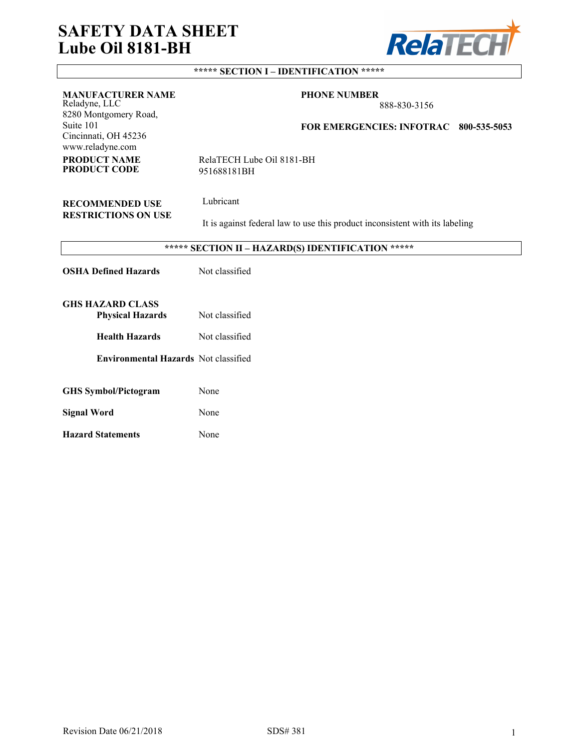# SAFETY DATA SHEET
# Lube Oil 8181-BH

## ***** SECTION I – IDENTIFICATION *****

**MANUFACTURER NAME**
Reladyne, LLC
8280 Montgomery Road,
Suite 101
Cincinnati, OH 45236
www.reladyne.com

**PHONE NUMBER**
888-830-3156

**FOR EMERGENCIES: INFOTRAC 800-535-5053**

**PRODUCT NAME** RelaTECH Lube Oil 8181-BH
**PRODUCT CODE** 951688181BH

**RECOMMENDED USE** Lubricant
**RESTRICTIONS ON USE** It is against federal law to use this product inconsistent with its labeling

## ***** SECTION II – HAZARD(S) IDENTIFICATION *****

**OSHA Defined Hazards** Not classified

**GHS HAZARD CLASS**

- **Physical Hazards** Not classified
- **Health Hazards** Not classified
- **Environmental Hazards** Not classified

**GHS Symbol/Pictogram** None

**Signal Word** None

**Hazard Statements** None

Revision Date 06/21/2018 SDS# 381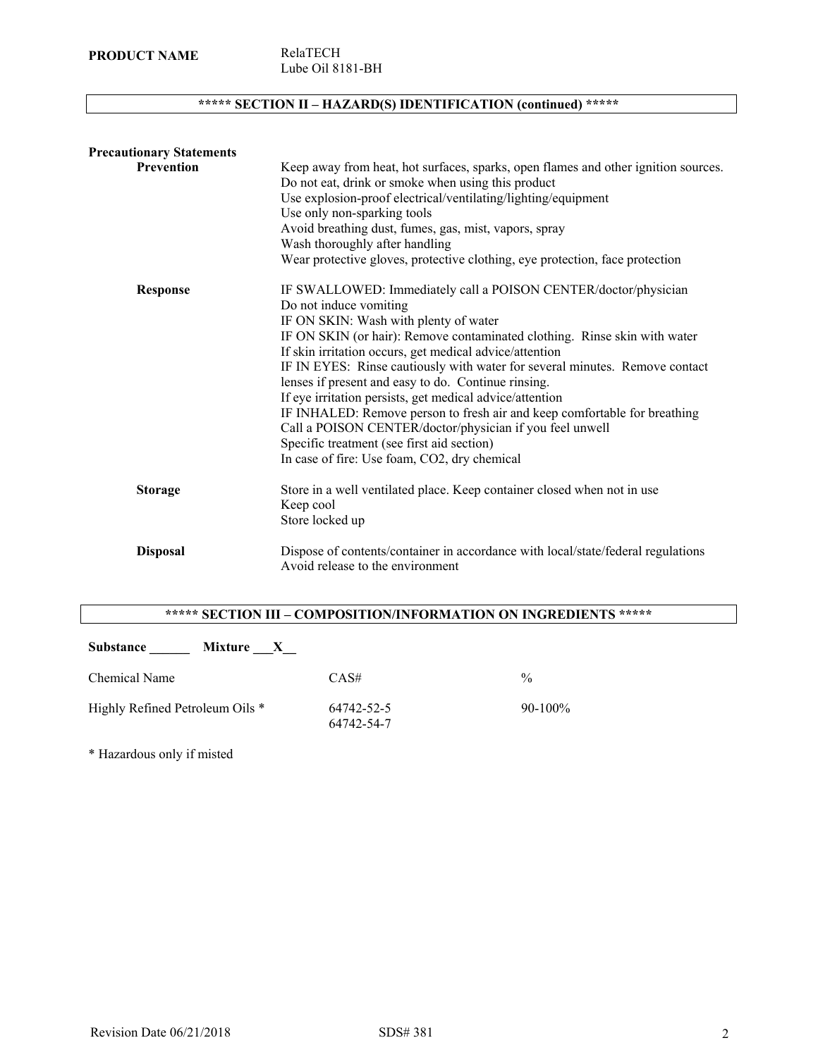**PRODUCT NAME** RelaTECH
Lube Oil 8181-BH

## ***** SECTION II – HAZARD(S) IDENTIFICATION (continued) *****

**Precautionary Statements**

**Prevention**

Keep away from heat, hot surfaces, sparks, open flames and other ignition sources.
Do not eat, drink or smoke when using this product
Use explosion-proof electrical/ventilating/lighting/equipment
Use only non-sparking tools
Avoid breathing dust, fumes, gas, mist, vapors, spray
Wash thoroughly after handling
Wear protective gloves, protective clothing, eye protection, face protection

**Response**

IF SWALLOWED: Immediately call a POISON CENTER/doctor/physician
Do not induce vomiting
IF ON SKIN: Wash with plenty of water
IF ON SKIN (or hair): Remove contaminated clothing. Rinse skin with water
If skin irritation occurs, get medical advice/attention
IF IN EYES: Rinse cautiously with water for several minutes. Remove contact lenses if present and easy to do. Continue rinsing.
If eye irritation persists, get medical advice/attention
IF INHALED: Remove person to fresh air and keep comfortable for breathing
Call a POISON CENTER/doctor/physician if you feel unwell
Specific treatment (see first aid section)
In case of fire: Use foam, $CO_2$, dry chemical

**Storage**

Store in a well ventilated place. Keep container closed when not in use
Keep cool
Store locked up

**Disposal**

Dispose of contents/container in accordance with local/state/federal regulations
Avoid release to the environment

## ***** SECTION III – COMPOSITION/INFORMATION ON INGREDIENTS *****

**Substance \_\_\_\_\_\_ Mixture \_\_\_X\_\_**

| Chemical Name | CAS# | % |
|---|---|---|
| Highly Refined Petroleum Oils * | 64742-52-5<br>64742-54-7 | 90-100% |

* Hazardous only if misted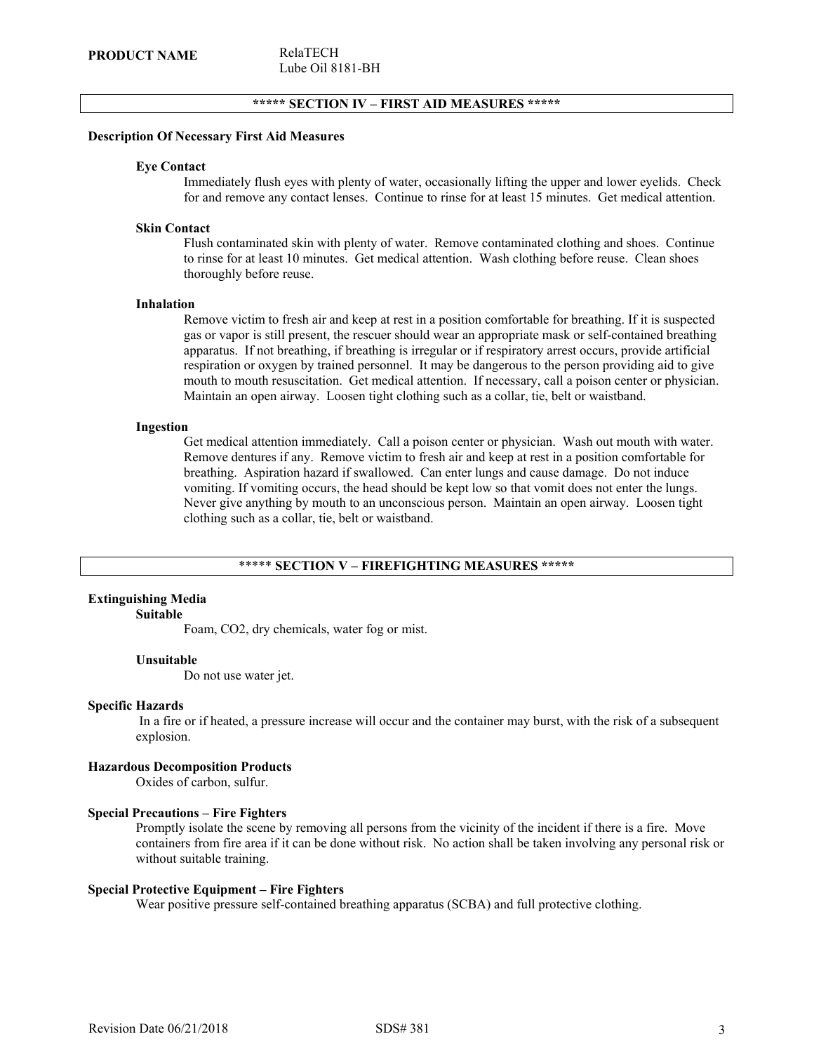**PRODUCT NAME** RelaTECH
Lube Oil 8181-BH

## ***** SECTION IV – FIRST AID MEASURES *****

**Description Of Necessary First Aid Measures**

**Eye Contact**

Immediately flush eyes with plenty of water, occasionally lifting the upper and lower eyelids. Check for and remove any contact lenses. Continue to rinse for at least 15 minutes. Get medical attention.

**Skin Contact**

Flush contaminated skin with plenty of water. Remove contaminated clothing and shoes. Continue to rinse for at least 10 minutes. Get medical attention. Wash clothing before reuse. Clean shoes thoroughly before reuse.

**Inhalation**

Remove victim to fresh air and keep at rest in a position comfortable for breathing. If it is suspected gas or vapor is still present, the rescuer should wear an appropriate mask or self-contained breathing apparatus. If not breathing, if breathing is irregular or if respiratory arrest occurs, provide artificial respiration or oxygen by trained personnel. It may be dangerous to the person providing aid to give mouth to mouth resuscitation. Get medical attention. If necessary, call a poison center or physician. Maintain an open airway. Loosen tight clothing such as a collar, tie, belt or waistband.

**Ingestion**

Get medical attention immediately. Call a poison center or physician. Wash out mouth with water. Remove dentures if any. Remove victim to fresh air and keep at rest in a position comfortable for breathing. Aspiration hazard if swallowed. Can enter lungs and cause damage. Do not induce vomiting. If vomiting occurs, the head should be kept low so that vomit does not enter the lungs. Never give anything by mouth to an unconscious person. Maintain an open airway. Loosen tight clothing such as a collar, tie, belt or waistband.

## ***** SECTION V – FIREFIGHTING MEASURES *****

**Extinguishing Media**

**Suitable**

Foam, CO2, dry chemicals, water fog or mist.

**Unsuitable**

Do not use water jet.

**Specific Hazards**

In a fire or if heated, a pressure increase will occur and the container may burst, with the risk of a subsequent explosion.

**Hazardous Decomposition Products**

Oxides of carbon, sulfur.

**Special Precautions – Fire Fighters**

Promptly isolate the scene by removing all persons from the vicinity of the incident if there is a fire. Move containers from fire area if it can be done without risk. No action shall be taken involving any personal risk or without suitable training.

**Special Protective Equipment – Fire Fighters**

Wear positive pressure self-contained breathing apparatus (SCBA) and full protective clothing.

Revision Date 06/21/2018 SDS# 381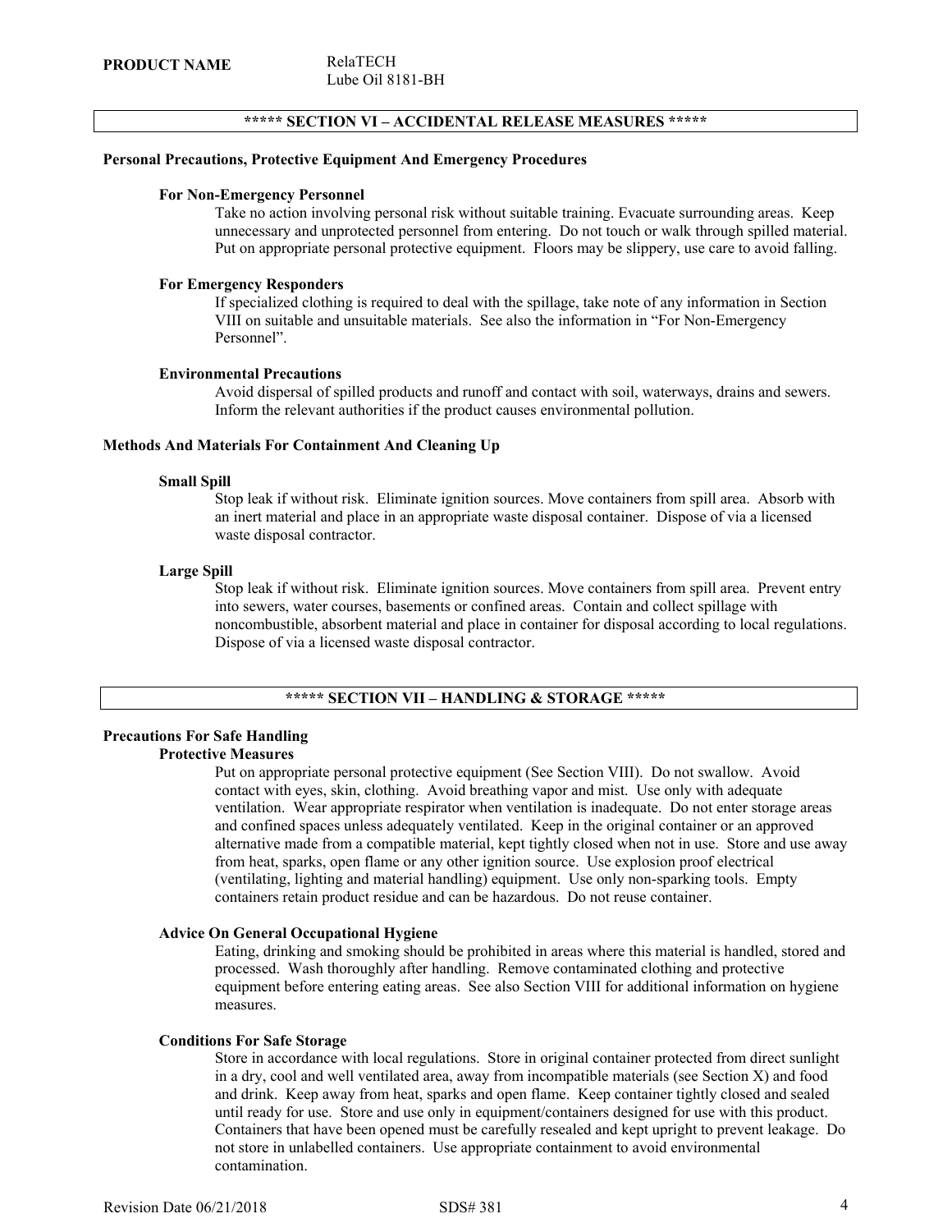**PRODUCT NAME** RelaTECH
Lube Oil 8181-BH

## ***** SECTION VI – ACCIDENTAL RELEASE MEASURES *****

### Personal Precautions, Protective Equipment And Emergency Procedures

#### For Non-Emergency Personnel

Take no action involving personal risk without suitable training. Evacuate surrounding areas. Keep unnecessary and unprotected personnel from entering. Do not touch or walk through spilled material. Put on appropriate personal protective equipment. Floors may be slippery, use care to avoid falling.

#### For Emergency Responders

If specialized clothing is required to deal with the spillage, take note of any information in Section VIII on suitable and unsuitable materials. See also the information in "For Non-Emergency Personnel".

#### Environmental Precautions

Avoid dispersal of spilled products and runoff and contact with soil, waterways, drains and sewers. Inform the relevant authorities if the product causes environmental pollution.

### Methods And Materials For Containment And Cleaning Up

#### Small Spill

Stop leak if without risk. Eliminate ignition sources. Move containers from spill area. Absorb with an inert material and place in an appropriate waste disposal container. Dispose of via a licensed waste disposal contractor.

#### Large Spill

Stop leak if without risk. Eliminate ignition sources. Move containers from spill area. Prevent entry into sewers, water courses, basements or confined areas. Contain and collect spillage with noncombustible, absorbent material and place in container for disposal according to local regulations. Dispose of via a licensed waste disposal contractor.

## ***** SECTION VII – HANDLING & STORAGE *****

### Precautions For Safe Handling

#### Protective Measures

Put on appropriate personal protective equipment (See Section VIII). Do not swallow. Avoid contact with eyes, skin, clothing. Avoid breathing vapor and mist. Use only with adequate ventilation. Wear appropriate respirator when ventilation is inadequate. Do not enter storage areas and confined spaces unless adequately ventilated. Keep in the original container or an approved alternative made from a compatible material, kept tightly closed when not in use. Store and use away from heat, sparks, open flame or any other ignition source. Use explosion proof electrical (ventilating, lighting and material handling) equipment. Use only non-sparking tools. Empty containers retain product residue and can be hazardous. Do not reuse container.

#### Advice On General Occupational Hygiene

Eating, drinking and smoking should be prohibited in areas where this material is handled, stored and processed. Wash thoroughly after handling. Remove contaminated clothing and protective equipment before entering eating areas. See also Section VIII for additional information on hygiene measures.

#### Conditions For Safe Storage

Store in accordance with local regulations. Store in original container protected from direct sunlight in a dry, cool and well ventilated area, away from incompatible materials (see Section X) and food and drink. Keep away from heat, sparks and open flame. Keep container tightly closed and sealed until ready for use. Store and use only in equipment/containers designed for use with this product. Containers that have been opened must be carefully resealed and kept upright to prevent leakage. Do not store in unlabelled containers. Use appropriate containment to avoid environmental contamination.

Revision Date 06/21/2018 SDS# 381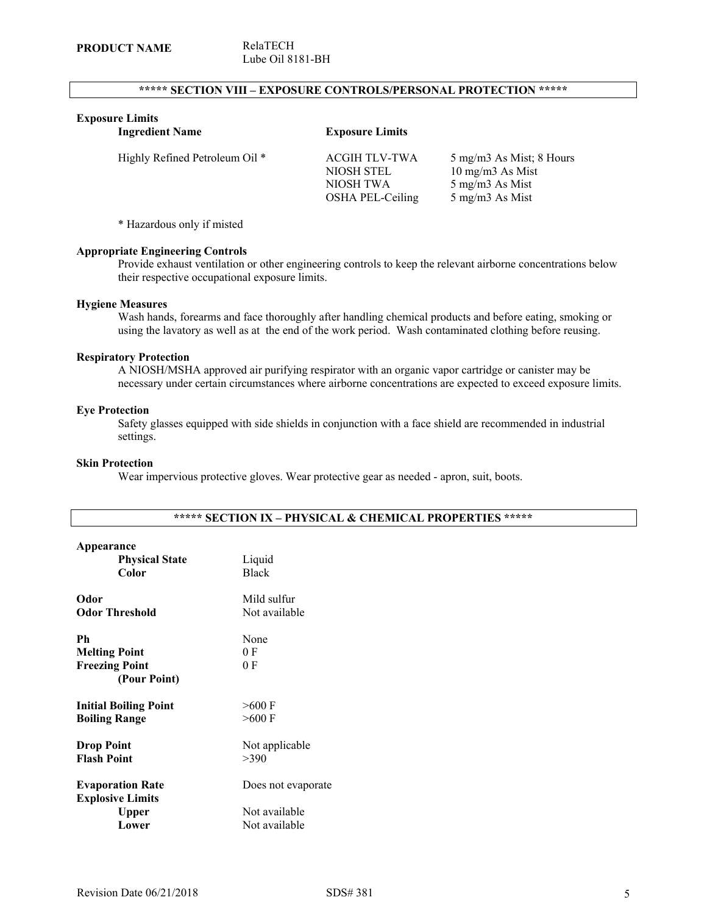**PRODUCT NAME** RelaTECH
Lube Oil 8181-BH

## ***** SECTION VIII – EXPOSURE CONTROLS/PERSONAL PROTECTION *****

**Exposure Limits**

| Ingredient Name | Exposure Limits | |
|---|---|---|
| Highly Refined Petroleum Oil * | ACGIH TLV-TWA | 5 mg/m3 As Mist; 8 Hours |
| | NIOSH STEL | 10 mg/m3 As Mist |
| | NIOSH TWA | 5 mg/m3 As Mist |
| | OSHA PEL-Ceiling | 5 mg/m3 As Mist |

\* Hazardous only if misted

**Appropriate Engineering Controls**

Provide exhaust ventilation or other engineering controls to keep the relevant airborne concentrations below their respective occupational exposure limits.

**Hygiene Measures**

Wash hands, forearms and face thoroughly after handling chemical products and before eating, smoking or using the lavatory as well as at the end of the work period. Wash contaminated clothing before reusing.

**Respiratory Protection**

A NIOSH/MSHA approved air purifying respirator with an organic vapor cartridge or canister may be necessary under certain circumstances where airborne concentrations are expected to exceed exposure limits.

**Eye Protection**

Safety glasses equipped with side shields in conjunction with a face shield are recommended in industrial settings.

**Skin Protection**

Wear impervious protective gloves. Wear protective gear as needed - apron, suit, boots.

## ***** SECTION IX – PHYSICAL & CHEMICAL PROPERTIES *****

**Appearance**

| | |
|---|---|
| **Physical State** | Liquid |
| **Color** | Black |
| **Odor** | Mild sulfur |
| **Odor Threshold** | Not available |
| **Ph** | None |
| **Melting Point** | 0 F |
| **Freezing Point (Pour Point)** | 0 F |
| **Initial Boiling Point** | >600 F |
| **Boiling Range** | >600 F |
| **Drop Point** | Not applicable |
| **Flash Point** | >390 |
| **Evaporation Rate** | Does not evaporate |
| **Explosive Limits** | |
| **Upper** | Not available |
| **Lower** | Not available |

Revision Date 06/21/2018 SDS# 381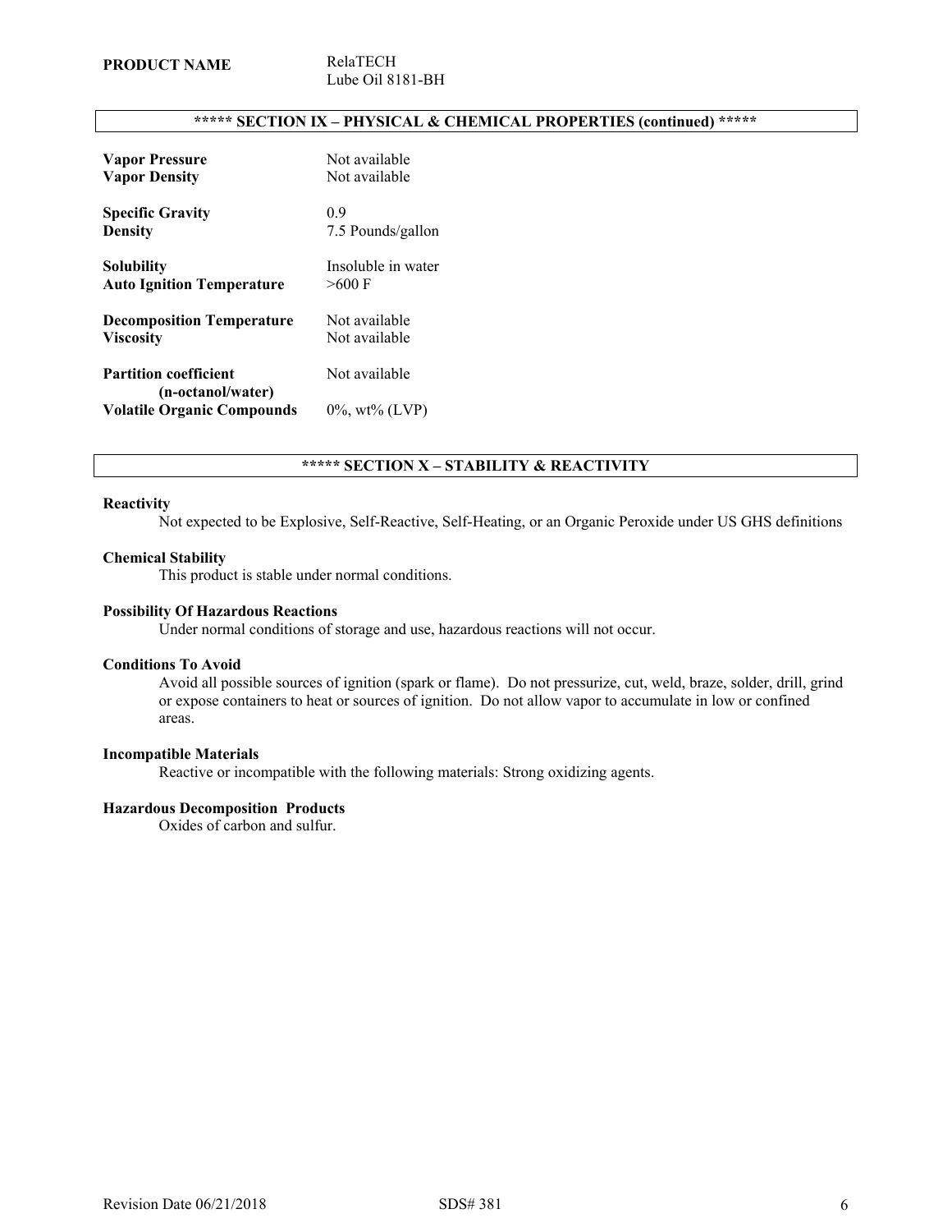**PRODUCT NAME** RelaTECH
Lube Oil 8181-BH

## ***** SECTION IX – PHYSICAL & CHEMICAL PROPERTIES (continued) *****

| | |
|---|---|
| **Vapor Pressure** | Not available |
| **Vapor Density** | Not available |
| **Specific Gravity** | 0.9 |
| **Density** | 7.5 Pounds/gallon |
| **Solubility** | Insoluble in water |
| **Auto Ignition Temperature** | >600 F |
| **Decomposition Temperature** | Not available |
| **Viscosity** | Not available |
| **Partition coefficient (n-octanol/water)** | Not available |
| **Volatile Organic Compounds** | 0%, wt% (LVP) |

## ***** SECTION X – STABILITY & REACTIVITY

**Reactivity**

Not expected to be Explosive, Self-Reactive, Self-Heating, or an Organic Peroxide under US GHS definitions

**Chemical Stability**

This product is stable under normal conditions.

**Possibility Of Hazardous Reactions**

Under normal conditions of storage and use, hazardous reactions will not occur.

**Conditions To Avoid**

Avoid all possible sources of ignition (spark or flame). Do not pressurize, cut, weld, braze, solder, drill, grind or expose containers to heat or sources of ignition. Do not allow vapor to accumulate in low or confined areas.

**Incompatible Materials**

Reactive or incompatible with the following materials: Strong oxidizing agents.

**Hazardous Decomposition Products**

Oxides of carbon and sulfur.

Revision Date 06/21/2018 SDS# 381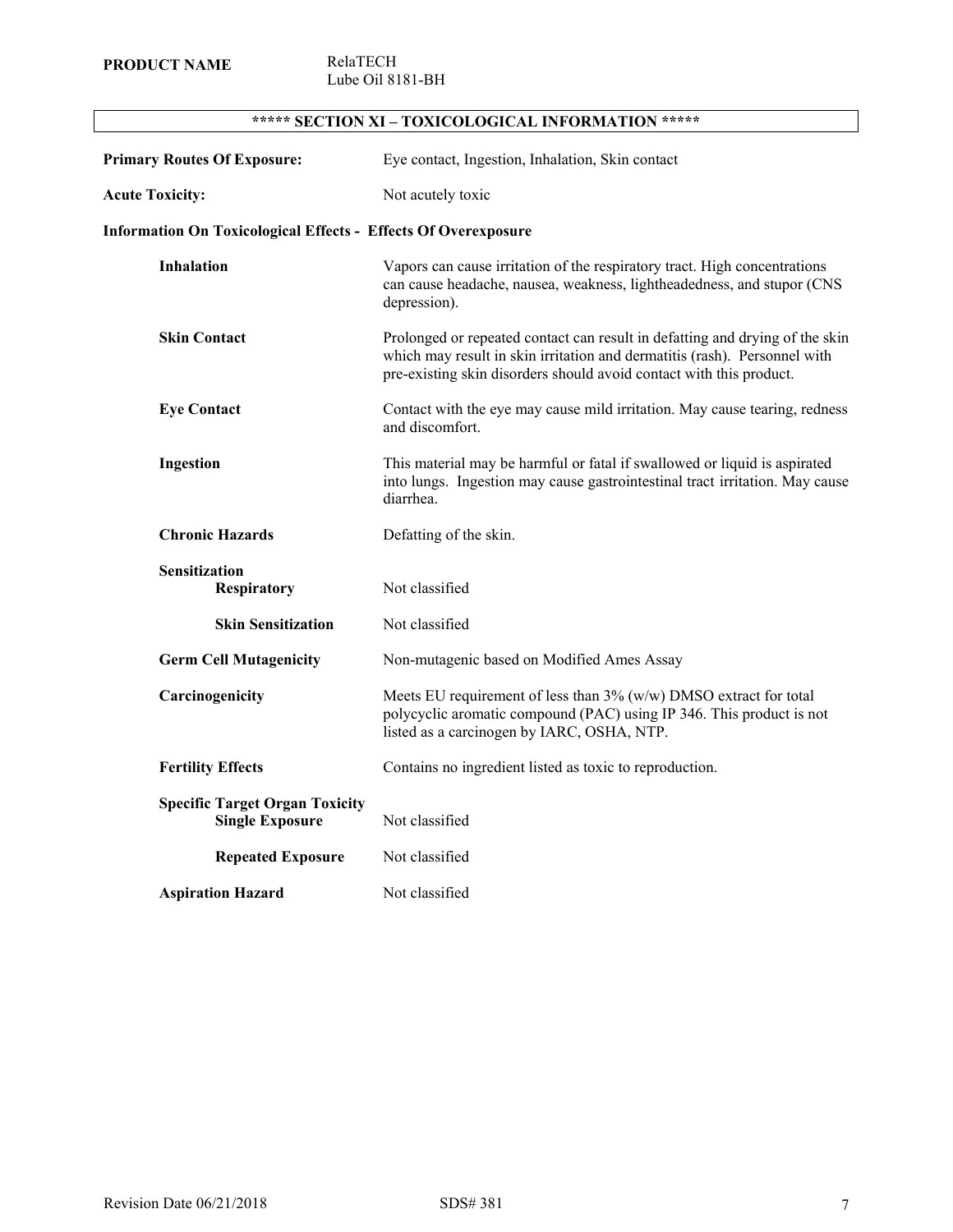**PRODUCT NAME** RelaTECH
Lube Oil 8181-BH

## ***** SECTION XI – TOXICOLOGICAL INFORMATION *****

**Primary Routes Of Exposure:** Eye contact, Ingestion, Inhalation, Skin contact

**Acute Toxicity:** Not acutely toxic

**Information On Toxicological Effects - Effects Of Overexposure**

**Inhalation** Vapors can cause irritation of the respiratory tract. High concentrations can cause headache, nausea, weakness, lightheadedness, and stupor (CNS depression).

**Skin Contact** Prolonged or repeated contact can result in defatting and drying of the skin which may result in skin irritation and dermatitis (rash). Personnel with pre-existing skin disorders should avoid contact with this product.

**Eye Contact** Contact with the eye may cause mild irritation. May cause tearing, redness and discomfort.

**Ingestion** This material may be harmful or fatal if swallowed or liquid is aspirated into lungs. Ingestion may cause gastrointestinal tract irritation. May cause diarrhea.

**Chronic Hazards** Defatting of the skin.

**Sensitization**

**Respiratory** Not classified

**Skin Sensitization** Not classified

**Germ Cell Mutagenicity** Non-mutagenic based on Modified Ames Assay

**Carcinogenicity** Meets EU requirement of less than 3% (w/w) DMSO extract for total polycyclic aromatic compound (PAC) using IP 346. This product is not listed as a carcinogen by IARC, OSHA, NTP.

**Fertility Effects** Contains no ingredient listed as toxic to reproduction.

**Specific Target Organ Toxicity**

**Single Exposure** Not classified

**Repeated Exposure** Not classified

**Aspiration Hazard** Not classified

Revision Date 06/21/2018 SDS# 381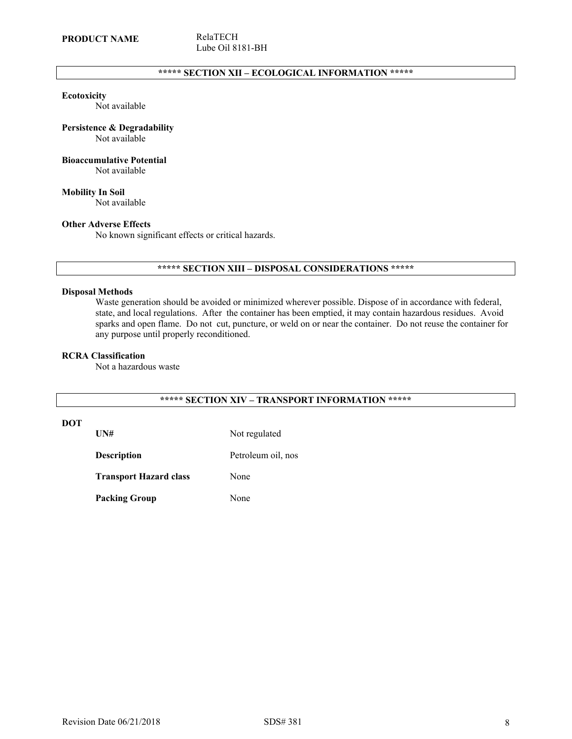**PRODUCT NAME** RelaTECH
Lube Oil 8181-BH

## ***** SECTION XII – ECOLOGICAL INFORMATION *****

**Ecotoxicity**
Not available

**Persistence & Degradability**
Not available

**Bioaccumulative Potential**
Not available

**Mobility In Soil**
Not available

**Other Adverse Effects**
No known significant effects or critical hazards.

## ***** SECTION XIII – DISPOSAL CONSIDERATIONS *****

**Disposal Methods**
Waste generation should be avoided or minimized wherever possible. Dispose of in accordance with federal, state, and local regulations. After the container has been emptied, it may contain hazardous residues. Avoid sparks and open flame. Do not cut, puncture, or weld on or near the container. Do not reuse the container for any purpose until properly reconditioned.

**RCRA Classification**
Not a hazardous waste

## ***** SECTION XIV – TRANSPORT INFORMATION *****

**DOT**

| | |
|---|---|
| **UN#** | Not regulated |
| **Description** | Petroleum oil, nos |
| **Transport Hazard class** | None |
| **Packing Group** | None |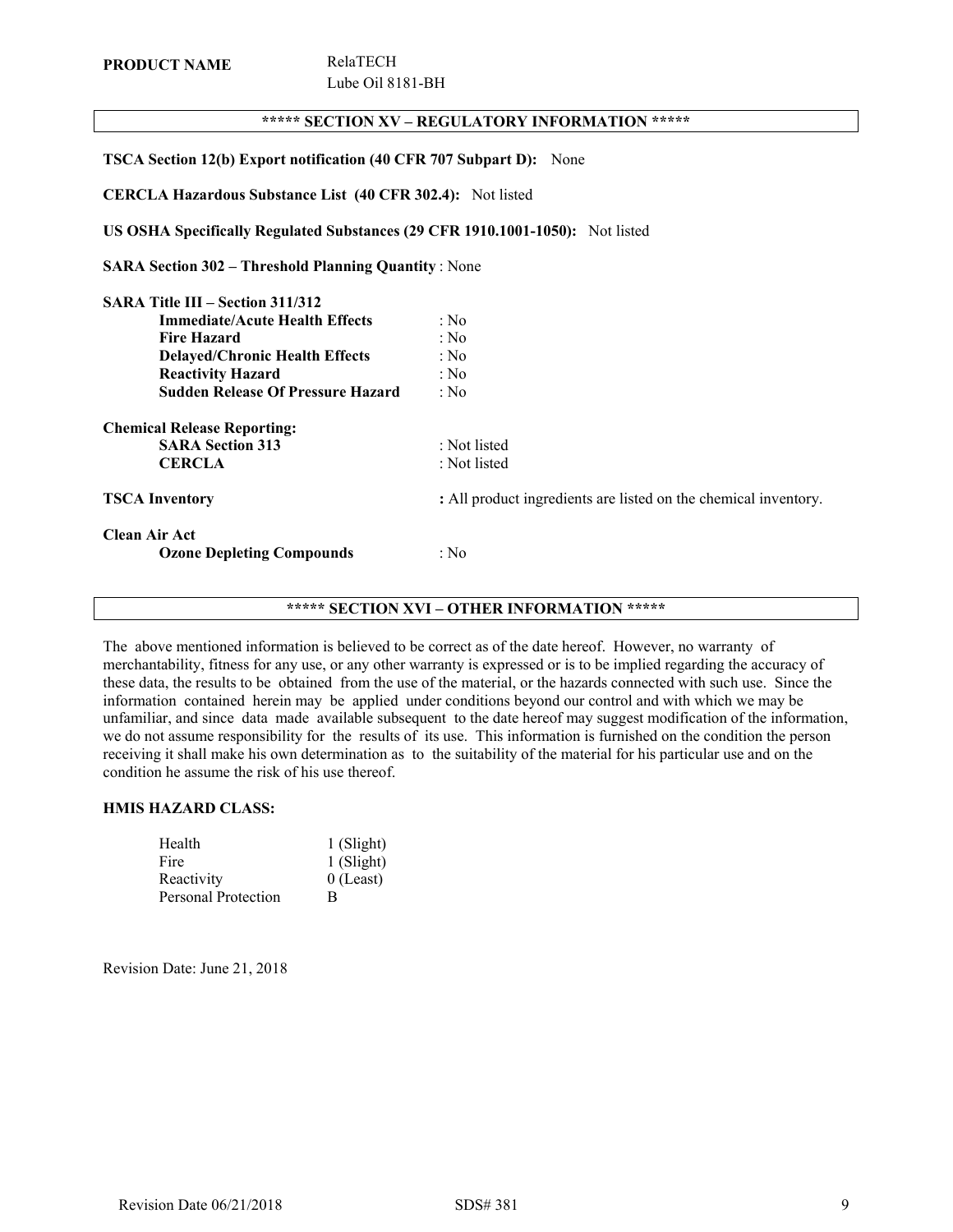**PRODUCT NAME** RelaTECH
Lube Oil 8181-BH

## ***** SECTION XV – REGULATORY INFORMATION *****

**TSCA Section 12(b) Export notification (40 CFR 707 Subpart D):** None

**CERCLA Hazardous Substance List (40 CFR 302.4):** Not listed

**US OSHA Specifically Regulated Substances (29 CFR 1910.1001-1050):** Not listed

**SARA Section 302 – Threshold Planning Quantity** : None

**SARA Title III – Section 311/312**

| | |
|---|---|
| **Immediate/Acute Health Effects** | : No |
| **Fire Hazard** | : No |
| **Delayed/Chronic Health Effects** | : No |
| **Reactivity Hazard** | : No |
| **Sudden Release Of Pressure Hazard** | : No |

**Chemical Release Reporting:**

| | |
|---|---|
| **SARA Section 313** | : Not listed |
| **CERCLA** | : Not listed |

**TSCA Inventory** **:** All product ingredients are listed on the chemical inventory.

**Clean Air Act**

| | |
|---|---|
| **Ozone Depleting Compounds** | : No |

## ***** SECTION XVI – OTHER INFORMATION *****

The above mentioned information is believed to be correct as of the date hereof. However, no warranty of merchantability, fitness for any use, or any other warranty is expressed or is to be implied regarding the accuracy of these data, the results to be obtained from the use of the material, or the hazards connected with such use. Since the information contained herein may be applied under conditions beyond our control and with which we may be unfamiliar, and since data made available subsequent to the date hereof may suggest modification of the information, we do not assume responsibility for the results of its use. This information is furnished on the condition the person receiving it shall make his own determination as to the suitability of the material for his particular use and on the condition he assume the risk of his use thereof.

**HMIS HAZARD CLASS:**

| | |
|---|---|
| Health | 1 (Slight) |
| Fire | 1 (Slight) |
| Reactivity | 0 (Least) |
| Personal Protection | B |

Revision Date: June 21, 2018